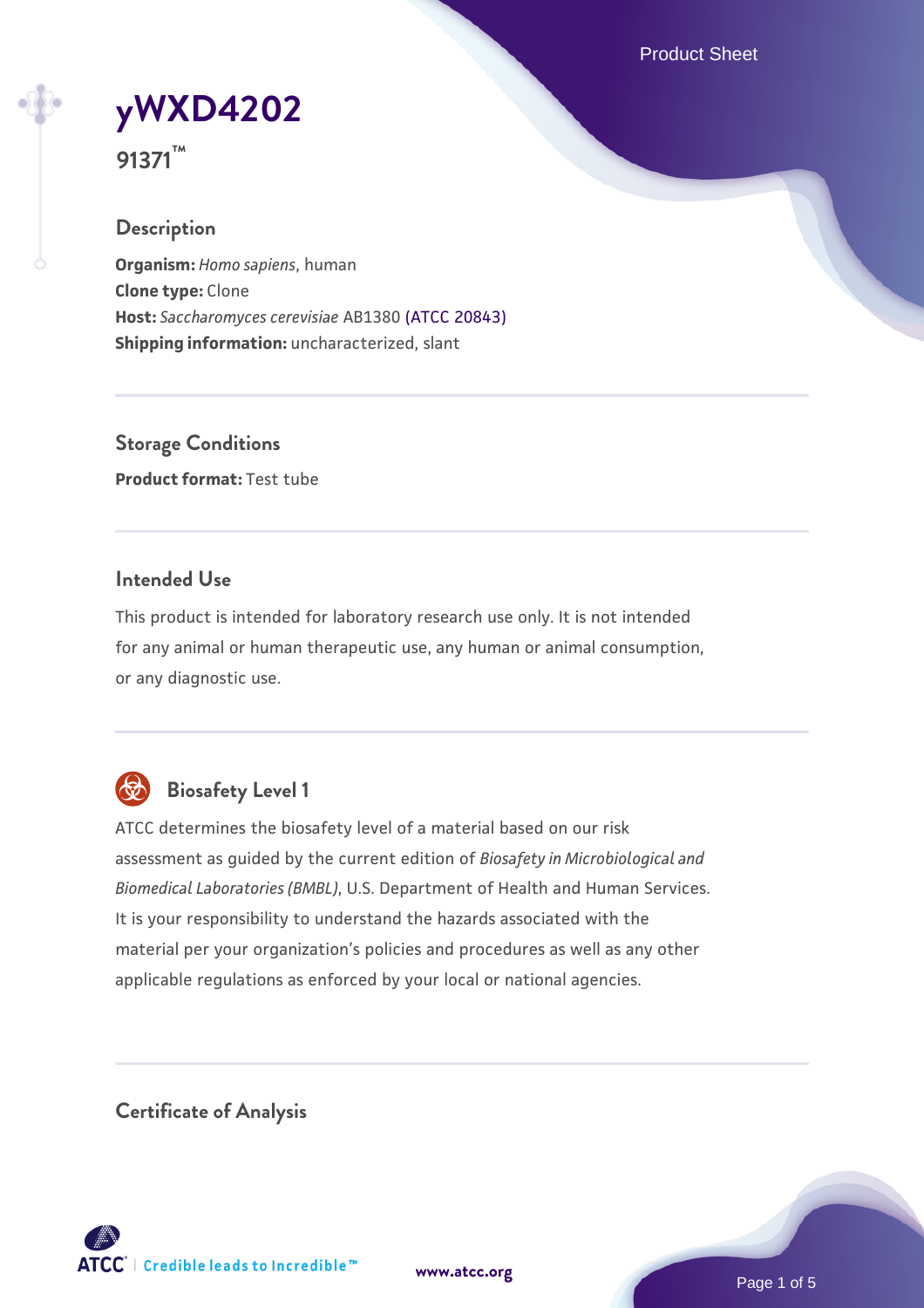# yWXD4202

**91371™**

## Description

**Organism:** *Homo sapiens*, human
**Clone type:** Clone
**Host:** *Saccharomyces cerevisiae* AB1380 (ATCC 20843)
**Shipping information:** uncharacterized, slant

## Storage Conditions

**Product format:** Test tube

## Intended Use

This product is intended for laboratory research use only. It is not intended for any animal or human therapeutic use, any human or animal consumption, or any diagnostic use.

## Biosafety Level 1

ATCC determines the biosafety level of a material based on our risk assessment as guided by the current edition of *Biosafety in Microbiological and Biomedical Laboratories (BMBL)*, U.S. Department of Health and Human Services. It is your responsibility to understand the hazards associated with the material per your organization's policies and procedures as well as any other applicable regulations as enforced by your local or national agencies.

## Certificate of Analysis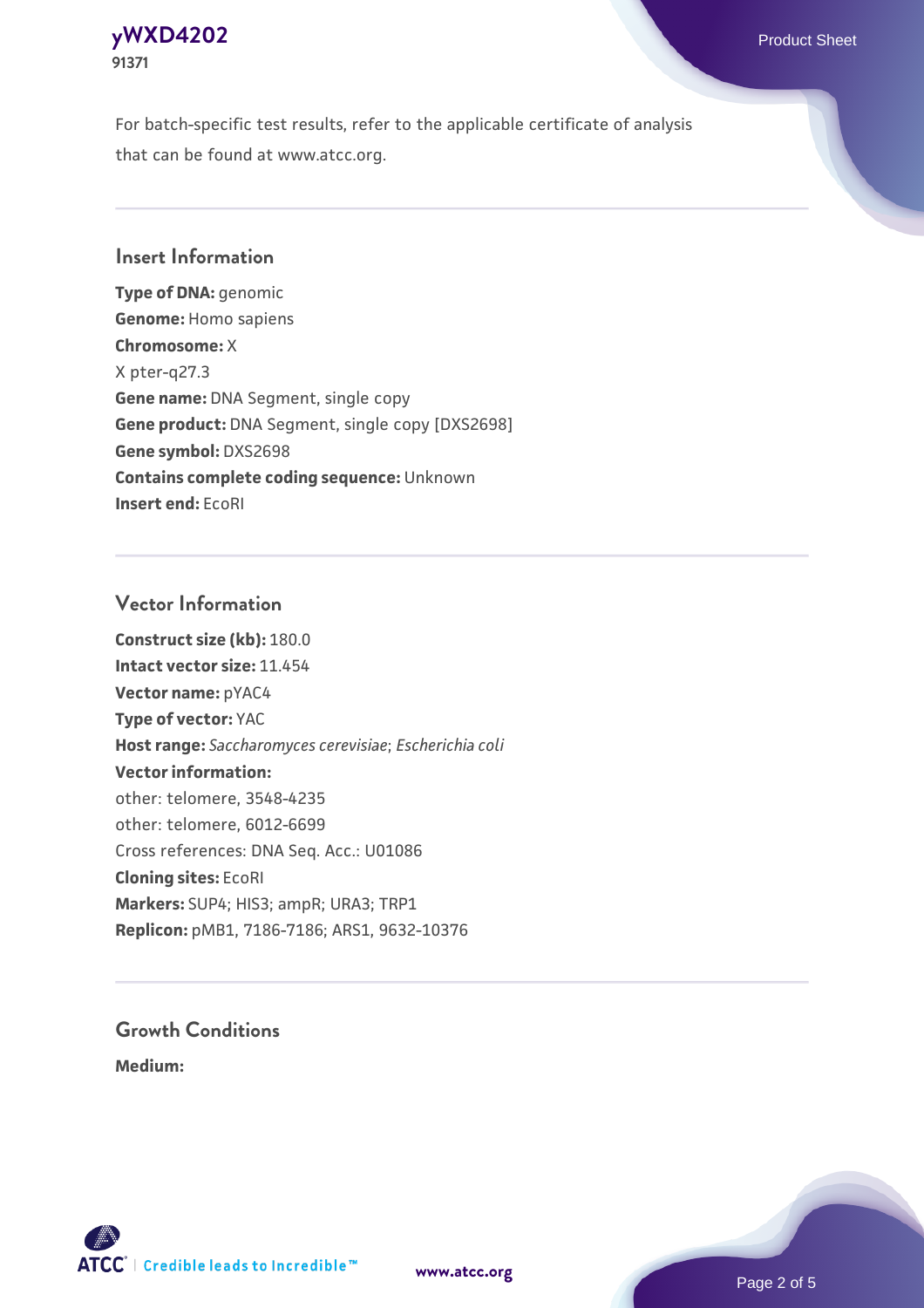For batch-specific test results, refer to the applicable certificate of analysis that can be found at www.atcc.org.

## Insert Information

**Type of DNA:** genomic
**Genome:** Homo sapiens
**Chromosome:** X
X pter-q27.3
**Gene name:** DNA Segment, single copy
**Gene product:** DNA Segment, single copy [DXS2698]
**Gene symbol:** DXS2698
**Contains complete coding sequence:** Unknown
**Insert end:** EcoRI

## Vector Information

**Construct size (kb):** 180.0
**Intact vector size:** 11.454
**Vector name:** pYAC4
**Type of vector:** YAC
**Host range:** *Saccharomyces cerevisiae*; *Escherichia coli*
**Vector information:**
other: telomere, 3548-4235
other: telomere, 6012-6699
Cross references: DNA Seq. Acc.: U01086
**Cloning sites:** EcoRI
**Markers:** SUP4; HIS3; ampR; URA3; TRP1
**Replicon:** pMB1, 7186-7186; ARS1, 9632-10376

## Growth Conditions

**Medium:**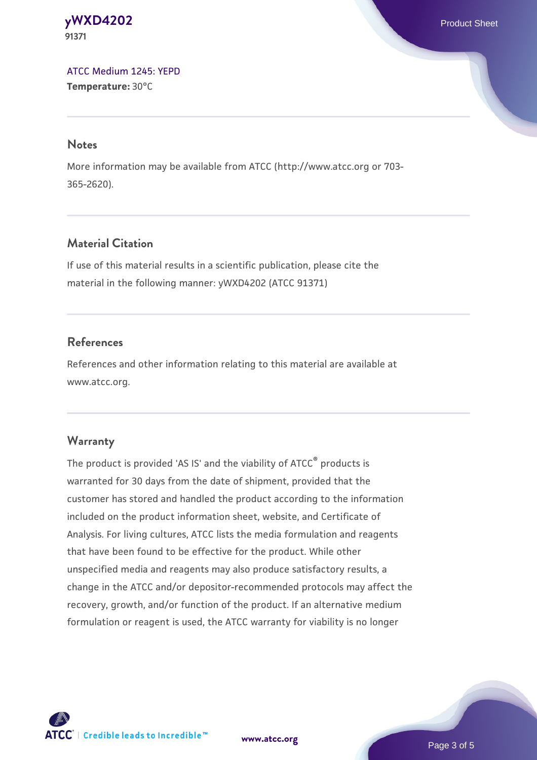[ATCC Medium 1245: YEPD](ATCC Medium 1245: YEPD)
**Temperature:** 30°C

## Notes

More information may be available from ATCC (http://www.atcc.org or 703-365-2620).

## Material Citation

If use of this material results in a scientific publication, please cite the material in the following manner: yWXD4202 (ATCC 91371)

## References

References and other information relating to this material are available at www.atcc.org.

## Warranty

The product is provided 'AS IS' and the viability of ATCC® products is warranted for 30 days from the date of shipment, provided that the customer has stored and handled the product according to the information included on the product information sheet, website, and Certificate of Analysis. For living cultures, ATCC lists the media formulation and reagents that have been found to be effective for the product. While other unspecified media and reagents may also produce satisfactory results, a change in the ATCC and/or depositor-recommended protocols may affect the recovery, growth, and/or function of the product. If an alternative medium formulation or reagent is used, the ATCC warranty for viability is no longer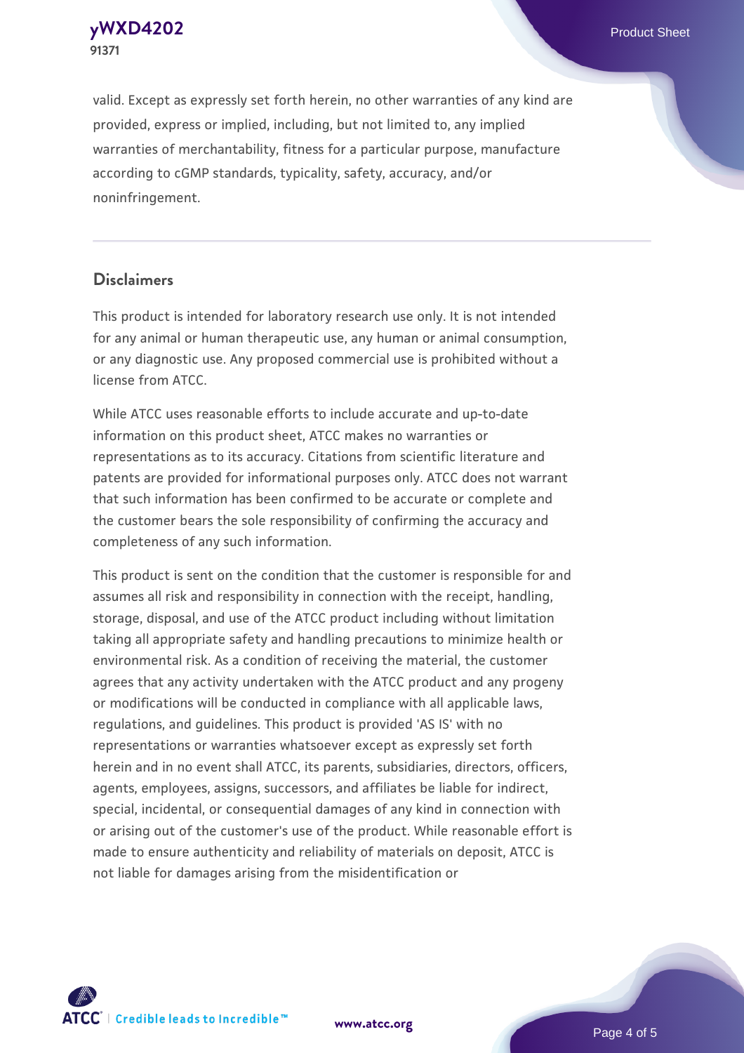valid. Except as expressly set forth herein, no other warranties of any kind are provided, express or implied, including, but not limited to, any implied warranties of merchantability, fitness for a particular purpose, manufacture according to cGMP standards, typicality, safety, accuracy, and/or noninfringement.

## Disclaimers

This product is intended for laboratory research use only. It is not intended for any animal or human therapeutic use, any human or animal consumption, or any diagnostic use. Any proposed commercial use is prohibited without a license from ATCC.

While ATCC uses reasonable efforts to include accurate and up-to-date information on this product sheet, ATCC makes no warranties or representations as to its accuracy. Citations from scientific literature and patents are provided for informational purposes only. ATCC does not warrant that such information has been confirmed to be accurate or complete and the customer bears the sole responsibility of confirming the accuracy and completeness of any such information.

This product is sent on the condition that the customer is responsible for and assumes all risk and responsibility in connection with the receipt, handling, storage, disposal, and use of the ATCC product including without limitation taking all appropriate safety and handling precautions to minimize health or environmental risk. As a condition of receiving the material, the customer agrees that any activity undertaken with the ATCC product and any progeny or modifications will be conducted in compliance with all applicable laws, regulations, and guidelines. This product is provided 'AS IS' with no representations or warranties whatsoever except as expressly set forth herein and in no event shall ATCC, its parents, subsidiaries, directors, officers, agents, employees, assigns, successors, and affiliates be liable for indirect, special, incidental, or consequential damages of any kind in connection with or arising out of the customer's use of the product. While reasonable effort is made to ensure authenticity and reliability of materials on deposit, ATCC is not liable for damages arising from the misidentification or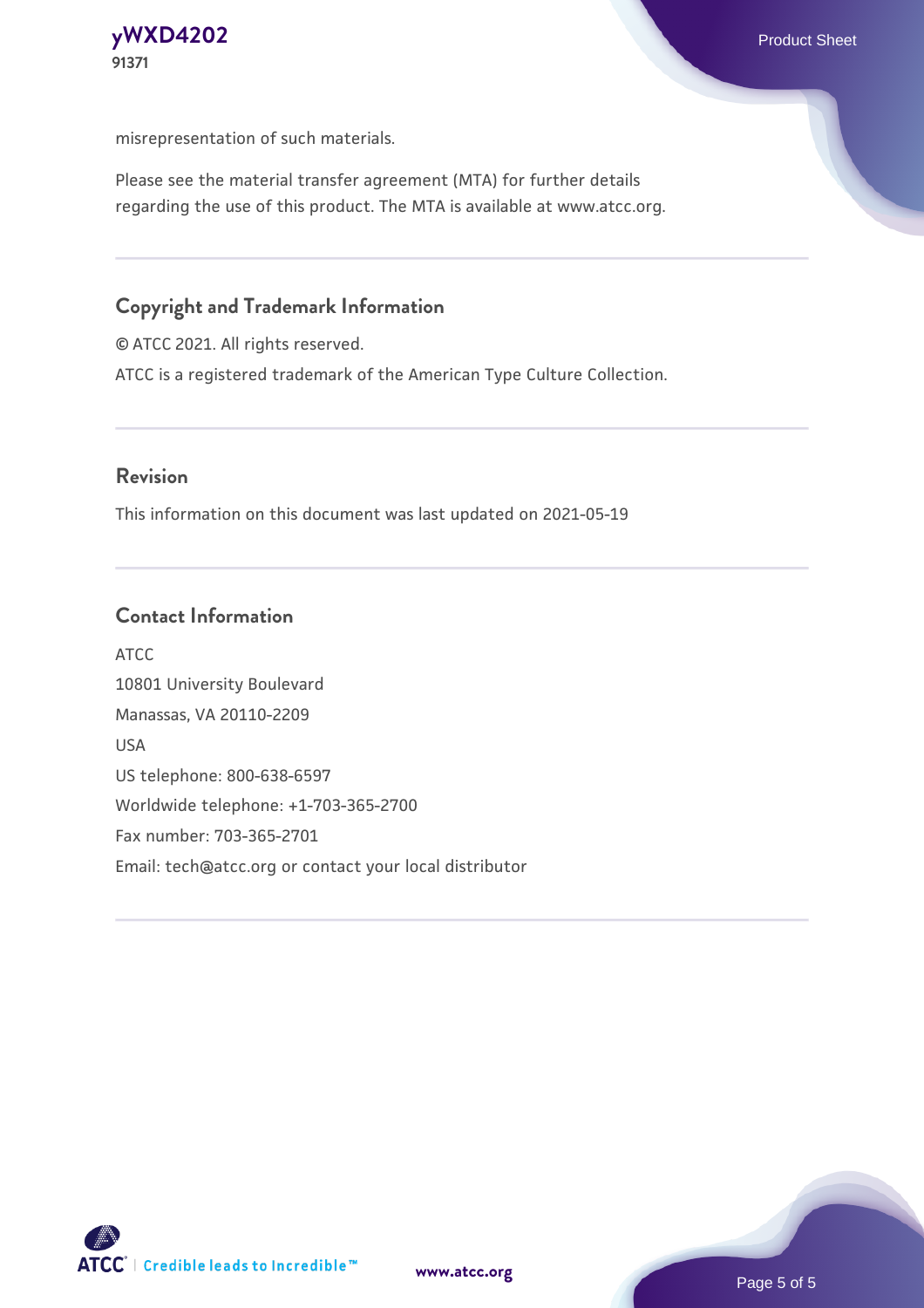misrepresentation of such materials.

Please see the material transfer agreement (MTA) for further details regarding the use of this product. The MTA is available at www.atcc.org.

## Copyright and Trademark Information

© ATCC 2021. All rights reserved.

ATCC is a registered trademark of the American Type Culture Collection.

## Revision

This information on this document was last updated on 2021-05-19

## Contact Information

ATCC
10801 University Boulevard
Manassas, VA 20110-2209
USA
US telephone: 800-638-6597
Worldwide telephone: +1-703-365-2700
Fax number: 703-365-2701
Email: tech@atcc.org or contact your local distributor